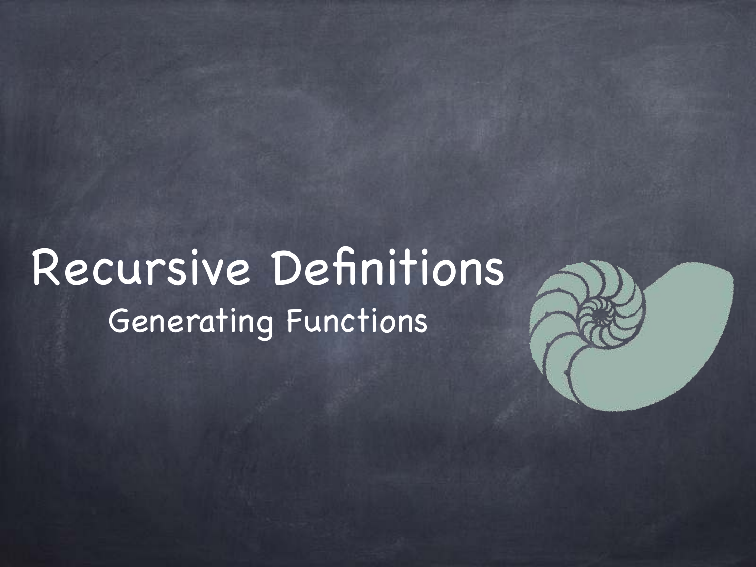# Recursive Definitions

## Generating Functions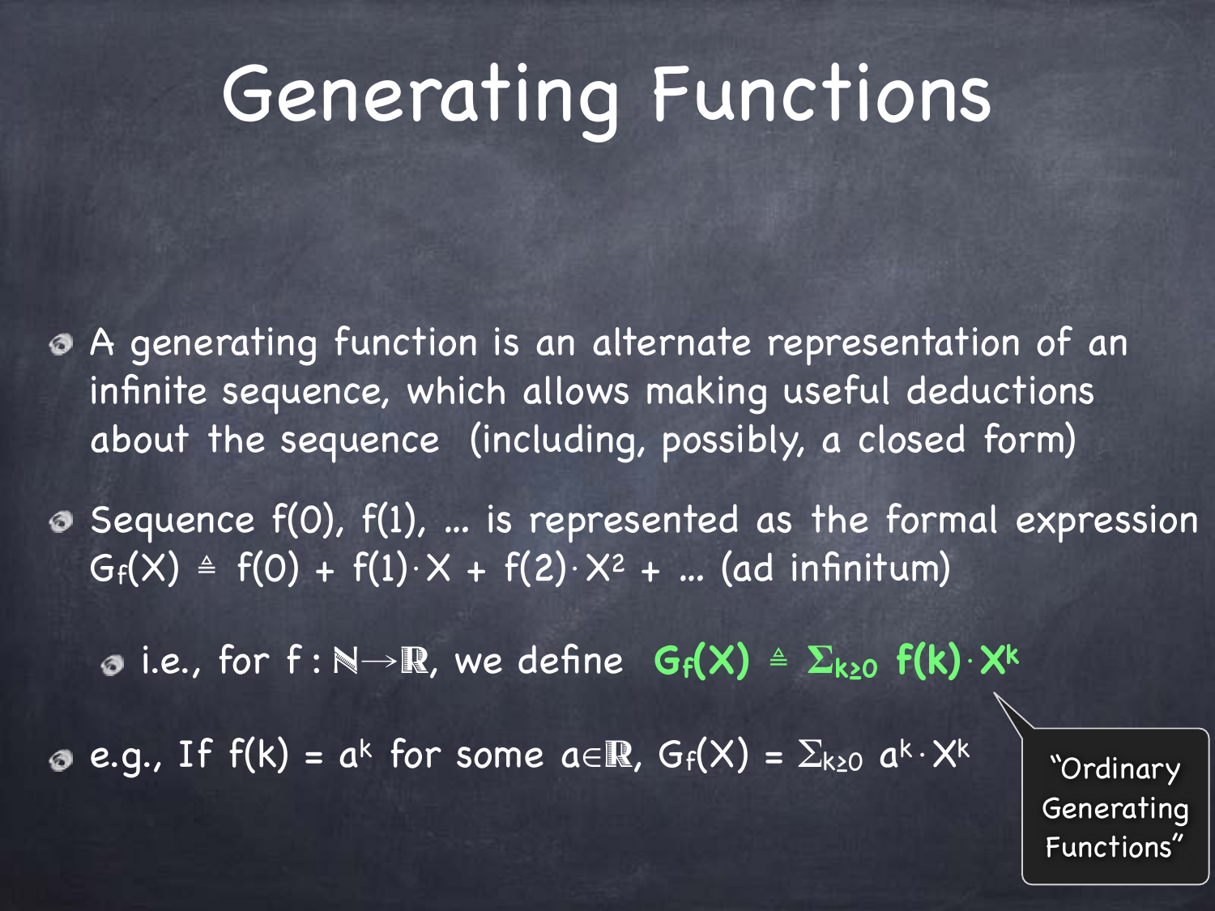# Generating Functions

- A generating function is an alternate representation of an infinite sequence, which allows making useful deductions about the sequence (including, possibly, a closed form)

- Sequence $f(0), f(1), \ldots$ is represented as the formal expression $G_f(X) \triangleq f(0) + f(1) \cdot X + f(2) \cdot X^2 + \ldots$ (ad infinitum)

  - i.e., for $f : \mathbb{N} \rightarrow \mathbb{R}$, we define **$G_f(X) \triangleq \Sigma_{k \geq 0} f(k) \cdot X^k$**

- e.g., If $f(k) = a^k$ for some $a \in \mathbb{R}$, $G_f(X) = \Sigma_{k \geq 0} a^k \cdot X^k$

"Ordinary Generating Functions"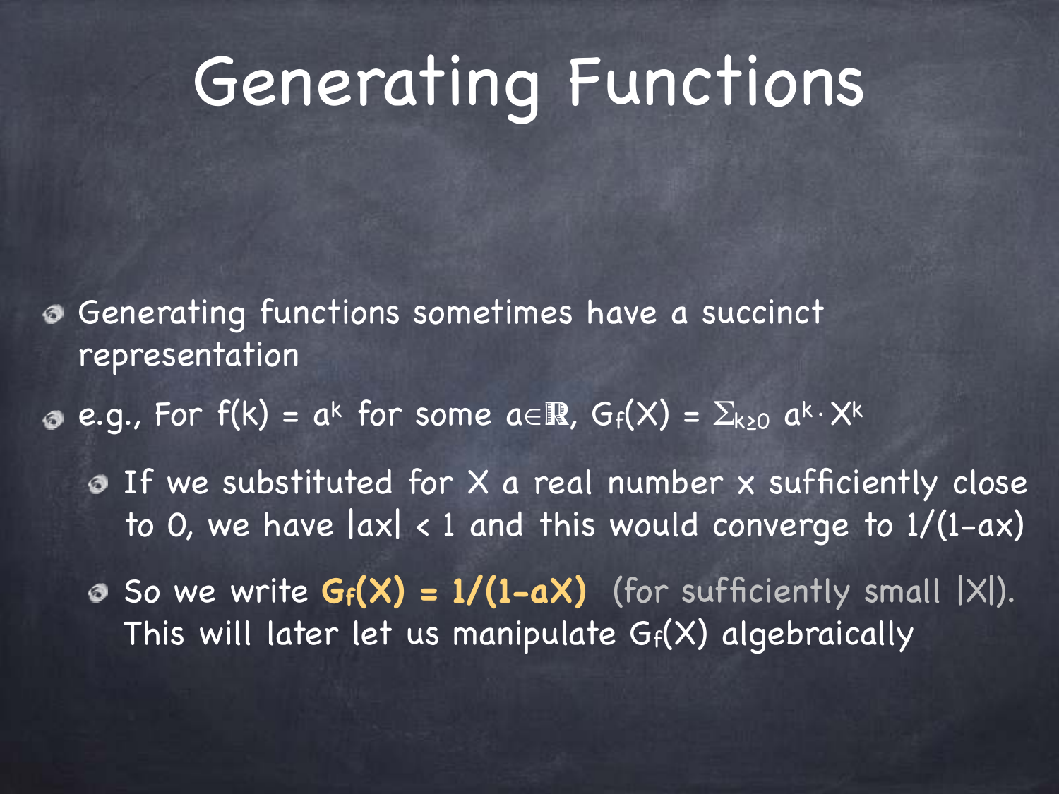# Generating Functions

- Generating functions sometimes have a succinct representation
- e.g., For $f(k) = a^k$ for some $a \in \mathbb{R}$, $G_f(X) = \sum_{k \geq 0} a^k \cdot X^k$
  - If we substituted for X a real number x sufficiently close to 0, we have $|ax| < 1$ and this would converge to $1/(1-ax)$
  - So we write **$G_f(X) = 1/(1-aX)$** (for sufficiently small $|X|$). This will later let us manipulate $G_f(X)$ algebraically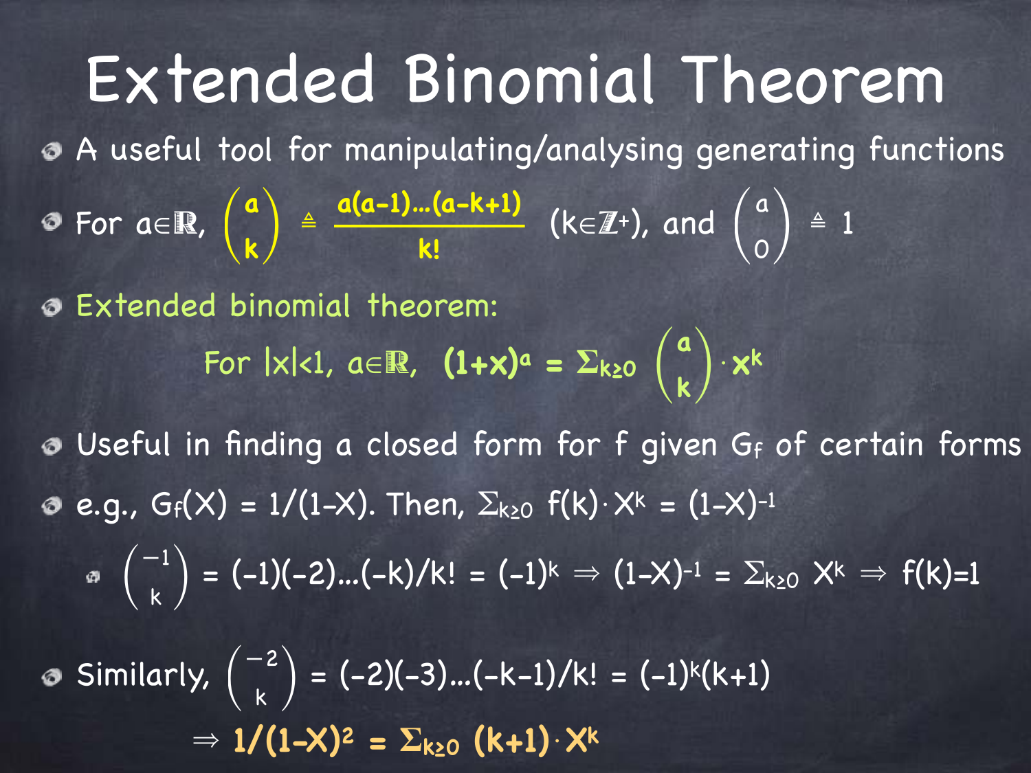# Extended Binomial Theorem

- A useful tool for manipulating/analysing generating functions
- For $a \in \mathbb{R}$, $\binom{a}{k} \triangleq \frac{a(a-1)\ldots(a-k+1)}{k!}$ $(k \in \mathbb{Z}^+)$, and $\binom{a}{0} \triangleq 1$
- Extended binomial theorem:

  For $|x|<1$, $a \in \mathbb{R}$, $(1+x)^a = \Sigma_{k\geq 0} \binom{a}{k} \cdot x^k$

- Useful in finding a closed form for f given $G_f$ of certain forms
- e.g., $G_f(X) = 1/(1-X)$. Then, $\Sigma_{k\geq 0}\, f(k) \cdot X^k = (1-X)^{-1}$
  - $\binom{-1}{k} = (-1)(-2)\ldots(-k)/k! = (-1)^k \Rightarrow (1-X)^{-1} = \Sigma_{k\geq 0}\, X^k \Rightarrow f(k)=1$
- Similarly, $\binom{-2}{k} = (-2)(-3)\ldots(-k-1)/k! = (-1)^k(k+1)$

  $\Rightarrow$ **$1/(1-X)^2 = \Sigma_{k\geq 0}\, (k+1) \cdot X^k$**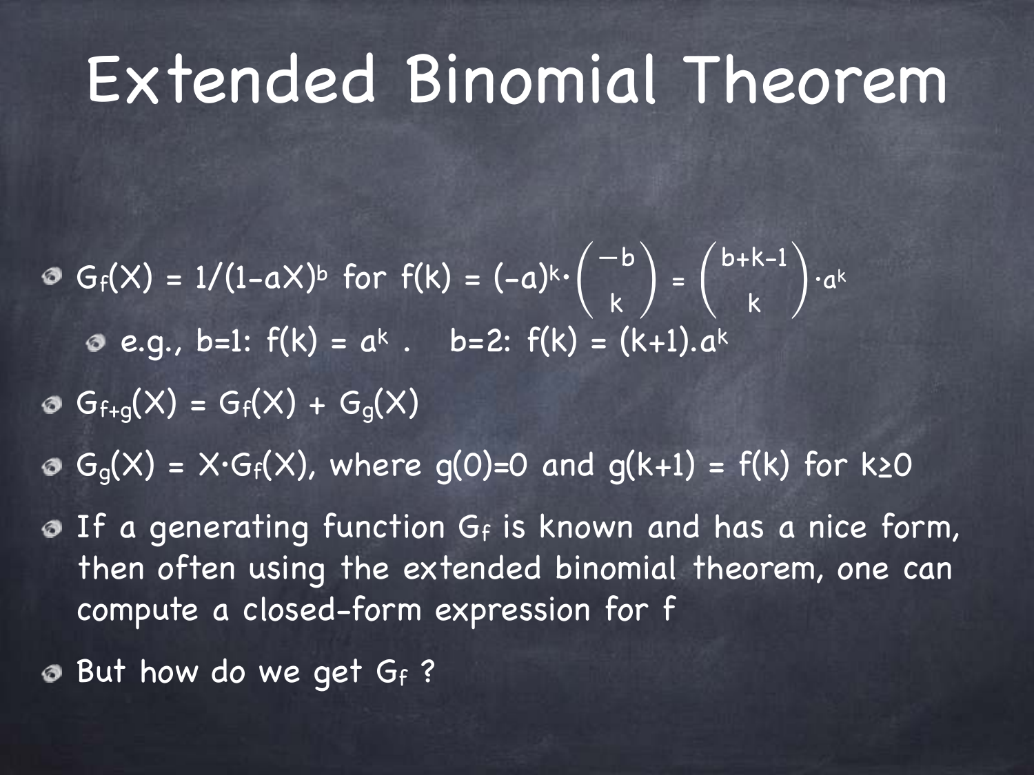# Extended Binomial Theorem

- $G_f(X) = 1/(1-aX)^b$ for $f(k) = (-a)^k \cdot \binom{-b}{k} = \binom{b+k-1}{k} \cdot a^k$
  - e.g., b=1: $f(k) = a^k$ .   b=2: $f(k) = (k+1).a^k$
- $G_{f+g}(X) = G_f(X) + G_g(X)$
- $G_g(X) = X \cdot G_f(X)$, where $g(0)=0$ and $g(k+1) = f(k)$ for $k \geq 0$
- If a generating function $G_f$ is known and has a nice form, then often using the extended binomial theorem, one can compute a closed-form expression for f
- But how do we get $G_f$ ?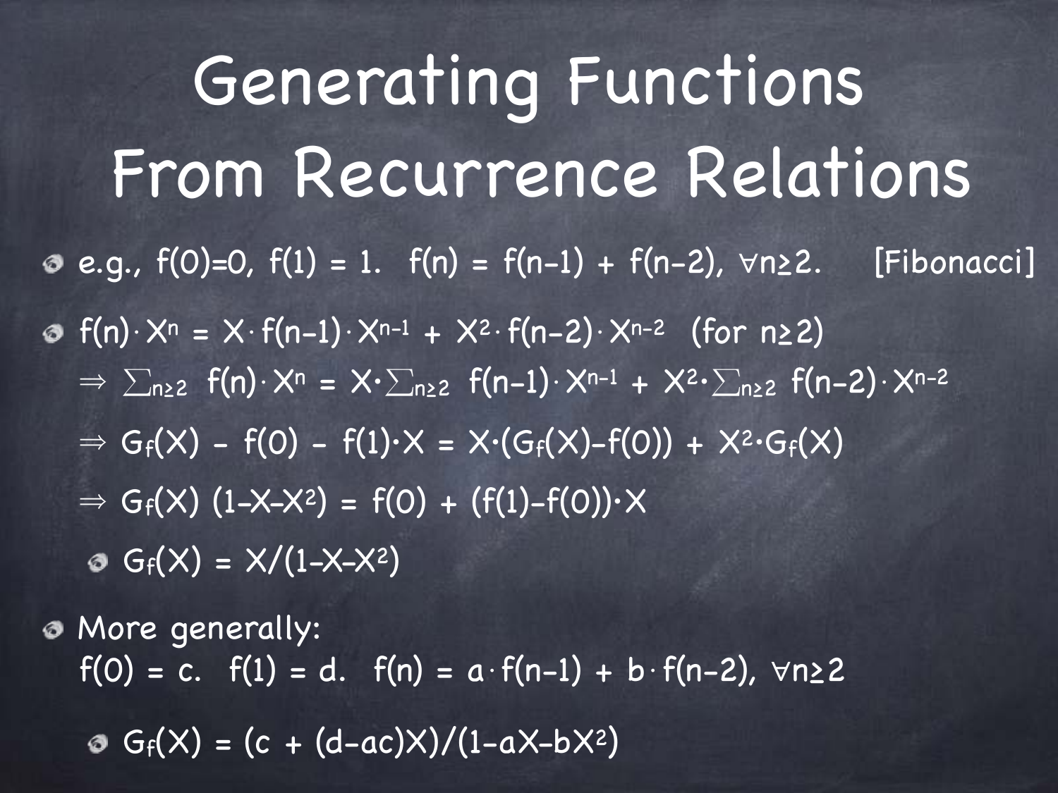# Generating Functions From Recurrence Relations

- e.g., $f(0)=0$, $f(1) = 1$. $f(n) = f(n-1) + f(n-2)$, $\forall n\geq 2$. [Fibonacci]

- $f(n)\cdot X^n = X\cdot f(n-1)\cdot X^{n-1} + X^2\cdot f(n-2)\cdot X^{n-2}$ (for $n\geq 2$)

  $\Rightarrow \sum_{n\geq 2} f(n)\cdot X^n = X\cdot\sum_{n\geq 2} f(n-1)\cdot X^{n-1} + X^2\cdot\sum_{n\geq 2} f(n-2)\cdot X^{n-2}$

  $\Rightarrow G_f(X) - f(0) - f(1)\cdot X = X\cdot(G_f(X)-f(0)) + X^2\cdot G_f(X)$

  $\Rightarrow G_f(X)\,(1-X-X^2) = f(0) + (f(1)-f(0))\cdot X$

  - $G_f(X) = X/(1-X-X^2)$

- More generally:
  $f(0) = c$. $f(1) = d$. $f(n) = a\cdot f(n-1) + b\cdot f(n-2)$, $\forall n\geq 2$

  - $G_f(X) = (c + (d-ac)X)/(1-aX-bX^2)$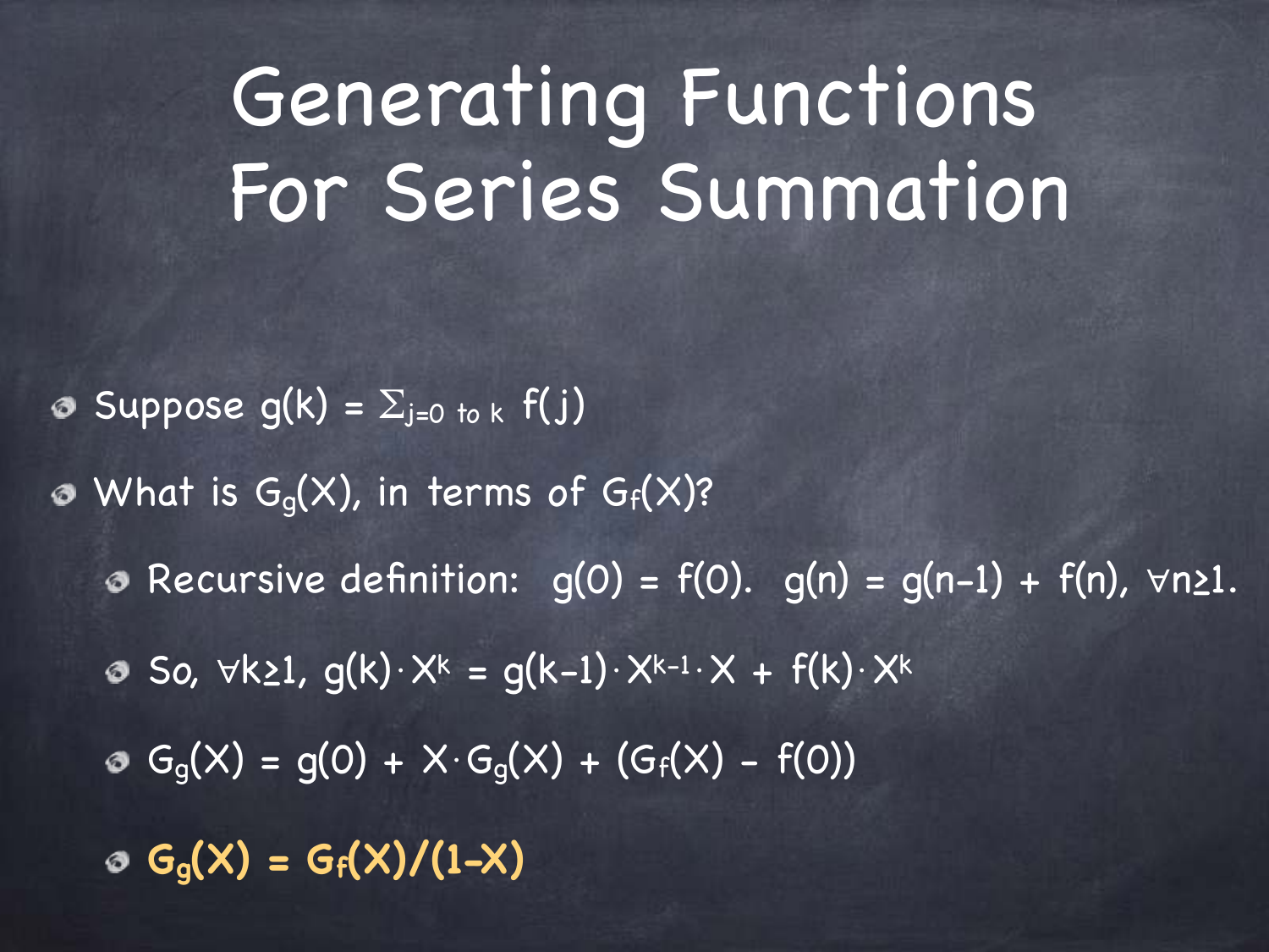# Generating Functions For Series Summation

- Suppose $g(k) = \Sigma_{j=0 \text{ to } k} f(j)$
- What is $G_g(X)$, in terms of $G_f(X)$?
  - Recursive definition: $g(0) = f(0)$. $g(n) = g(n-1) + f(n)$, $\forall n \geq 1$.
  - So, $\forall k \geq 1$, $g(k) \cdot X^k = g(k-1) \cdot X^{k-1} \cdot X + f(k) \cdot X^k$
  - $G_g(X) = g(0) + X \cdot G_g(X) + (G_f(X) - f(0))$
  - **$G_g(X) = G_f(X)/(1-X)$**